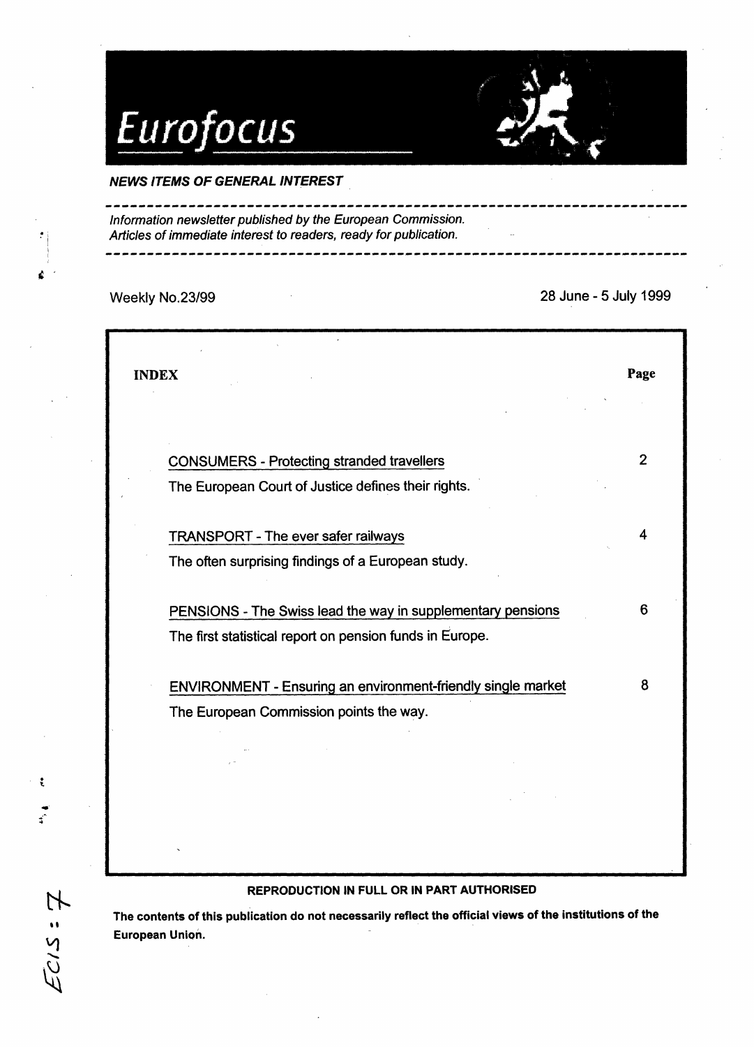# Eurofocus

***NEWS ITEMS OF GENERAL INTEREST***

*Information newsletter published by the European Commission.*
*Articles of immediate interest to readers, ready for publication.*

Weekly No.23/99 — 28 June - 5 July 1999

| INDEX | Page |
| --- | --- |
| CONSUMERS - Protecting stranded travellers<br>The European Court of Justice defines their rights. | 2 |
| TRANSPORT - The ever safer railways<br>The often surprising findings of a European study. | 4 |
| PENSIONS - The Swiss lead the way in supplementary pensions<br>The first statistical report on pension funds in Europe. | 6 |
| ENVIRONMENT - Ensuring an environment-friendly single market<br>The European Commission points the way. | 8 |

**REPRODUCTION IN FULL OR IN PART AUTHORISED**

**The contents of this publication do not necessarily reflect the official views of the institutions of the European Union.**

ECIS : 7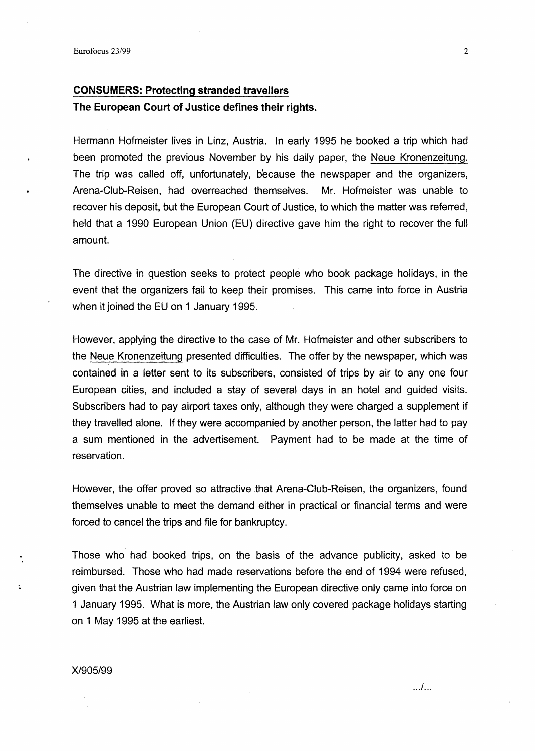## **CONSUMERS: Protecting stranded travellers**

**The European Court of Justice defines their rights.**

Hermann Hofmeister lives in Linz, Austria. In early 1995 he booked a trip which had been promoted the previous November by his daily paper, the Neue Kronenzeitung. The trip was called off, unfortunately, because the newspaper and the organizers, Arena-Club-Reisen, had overreached themselves. Mr. Hofmeister was unable to recover his deposit, but the European Court of Justice, to which the matter was referred, held that a 1990 European Union (EU) directive gave him the right to recover the full amount.

The directive in question seeks to protect people who book package holidays, in the event that the organizers fail to keep their promises. This came into force in Austria when it joined the EU on 1 January 1995.

However, applying the directive to the case of Mr. Hofmeister and other subscribers to the Neue Kronenzeitung presented difficulties. The offer by the newspaper, which was contained in a letter sent to its subscribers, consisted of trips by air to any one four European cities, and included a stay of several days in an hotel and guided visits. Subscribers had to pay airport taxes only, although they were charged a supplement if they travelled alone. If they were accompanied by another person, the latter had to pay a sum mentioned in the advertisement. Payment had to be made at the time of reservation.

However, the offer proved so attractive that Arena-Club-Reisen, the organizers, found themselves unable to meet the demand either in practical or financial terms and were forced to cancel the trips and file for bankruptcy.

Those who had booked trips, on the basis of the advance publicity, asked to be reimbursed. Those who had made reservations before the end of 1994 were refused, given that the Austrian law implementing the European directive only came into force on 1 January 1995. What is more, the Austrian law only covered package holidays starting on 1 May 1995 at the earliest.

X/905/99

.../...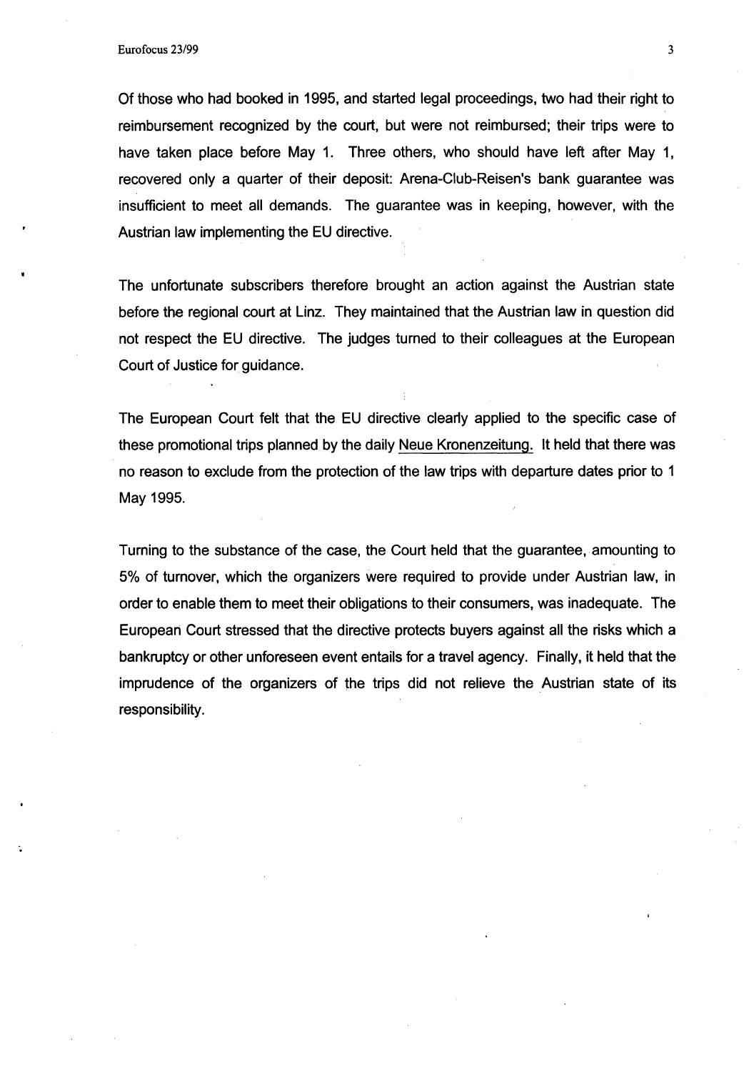Of those who had booked in 1995, and started legal proceedings, two had their right to reimbursement recognized by the court, but were not reimbursed; their trips were to have taken place before May 1. Three others, who should have left after May 1, recovered only a quarter of their deposit: Arena-Club-Reisen's bank guarantee was insufficient to meet all demands. The guarantee was in keeping, however, with the Austrian law implementing the EU directive.

The unfortunate subscribers therefore brought an action against the Austrian state before the regional court at Linz. They maintained that the Austrian law in question did not respect the EU directive. The judges turned to their colleagues at the European Court of Justice for guidance.

The European Court felt that the EU directive clearly applied to the specific case of these promotional trips planned by the daily Neue Kronenzeitung. It held that there was no reason to exclude from the protection of the law trips with departure dates prior to 1 May 1995.

Turning to the substance of the case, the Court held that the guarantee, amounting to 5% of turnover, which the organizers were required to provide under Austrian law, in order to enable them to meet their obligations to their consumers, was inadequate. The European Court stressed that the directive protects buyers against all the risks which a bankruptcy or other unforeseen event entails for a travel agency. Finally, it held that the imprudence of the organizers of the trips did not relieve the Austrian state of its responsibility.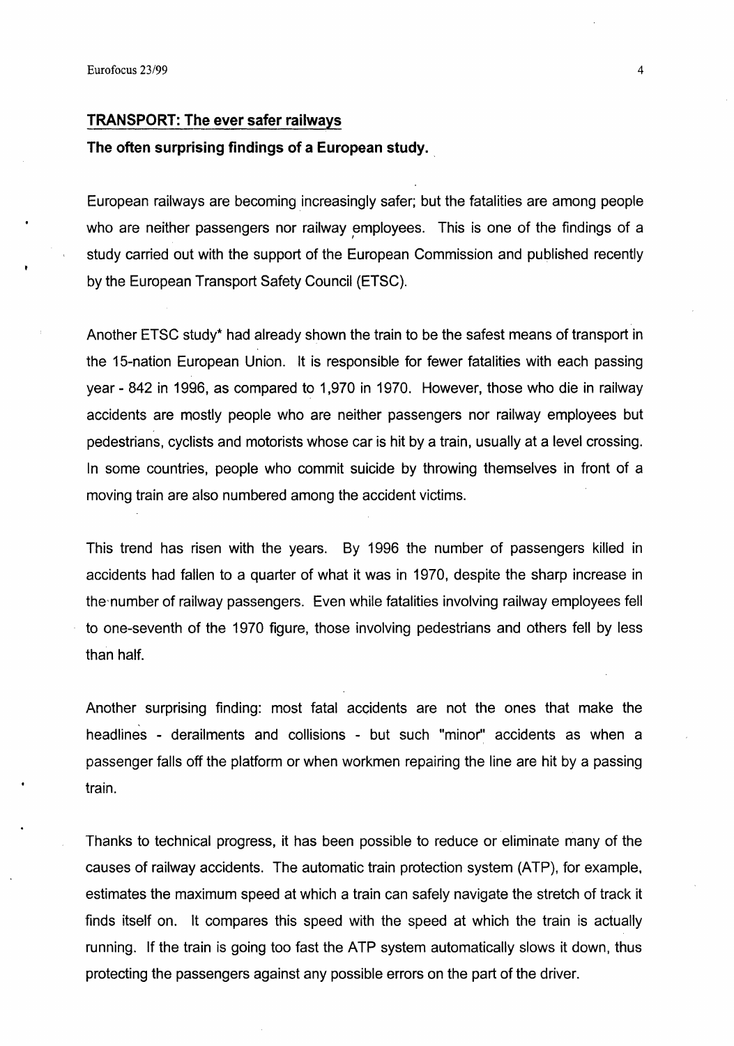## TRANSPORT: The ever safer railways

**The often surprising findings of a European study.**

European railways are becoming increasingly safer; but the fatalities are among people who are neither passengers nor railway employees. This is one of the findings of a study carried out with the support of the European Commission and published recently by the European Transport Safety Council (ETSC).

Another ETSC study* had already shown the train to be the safest means of transport in the 15-nation European Union. It is responsible for fewer fatalities with each passing year - 842 in 1996, as compared to 1,970 in 1970. However, those who die in railway accidents are mostly people who are neither passengers nor railway employees but pedestrians, cyclists and motorists whose car is hit by a train, usually at a level crossing. In some countries, people who commit suicide by throwing themselves in front of a moving train are also numbered among the accident victims.

This trend has risen with the years. By 1996 the number of passengers killed in accidents had fallen to a quarter of what it was in 1970, despite the sharp increase in the number of railway passengers. Even while fatalities involving railway employees fell to one-seventh of the 1970 figure, those involving pedestrians and others fell by less than half.

Another surprising finding: most fatal accidents are not the ones that make the headlines - derailments and collisions - but such "minor" accidents as when a passenger falls off the platform or when workmen repairing the line are hit by a passing train.

Thanks to technical progress, it has been possible to reduce or eliminate many of the causes of railway accidents. The automatic train protection system (ATP), for example, estimates the maximum speed at which a train can safely navigate the stretch of track it finds itself on. It compares this speed with the speed at which the train is actually running. If the train is going too fast the ATP system automatically slows it down, thus protecting the passengers against any possible errors on the part of the driver.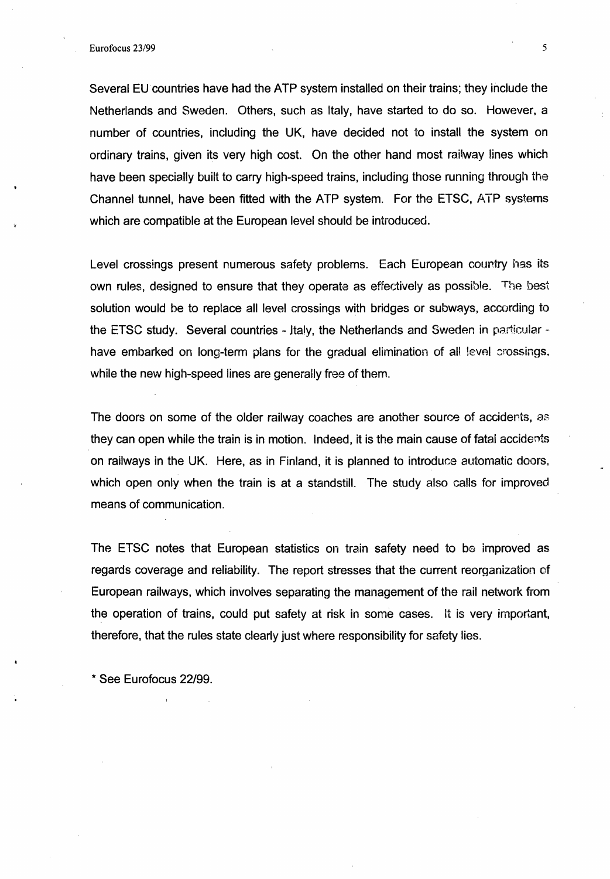Several EU countries have had the ATP system installed on their trains; they include the Netherlands and Sweden. Others, such as Italy, have started to do so. However, a number of countries, including the UK, have decided not to install the system on ordinary trains, given its very high cost. On the other hand most railway lines which have been specially built to carry high-speed trains, including those running through the Channel tunnel, have been fitted with the ATP system. For the ETSC, ATP systems which are compatible at the European level should be introduced.

Level crossings present numerous safety problems. Each European country has its own rules, designed to ensure that they operate as effectively as possible. The best solution would be to replace all level crossings with bridges or subways, according to the ETSC study. Several countries - Italy, the Netherlands and Sweden in particular - have embarked on long-term plans for the gradual elimination of all level crossings, while the new high-speed lines are generally free of them.

The doors on some of the older railway coaches are another source of accidents, as they can open while the train is in motion. Indeed, it is the main cause of fatal accidents on railways in the UK. Here, as in Finland, it is planned to introduce automatic doors, which open only when the train is at a standstill. The study also calls for improved means of communication.

The ETSC notes that European statistics on train safety need to be improved as regards coverage and reliability. The report stresses that the current reorganization of European railways, which involves separating the management of the rail network from the operation of trains, could put safety at risk in some cases. It is very important, therefore, that the rules state clearly just where responsibility for safety lies.

* See Eurofocus 22/99.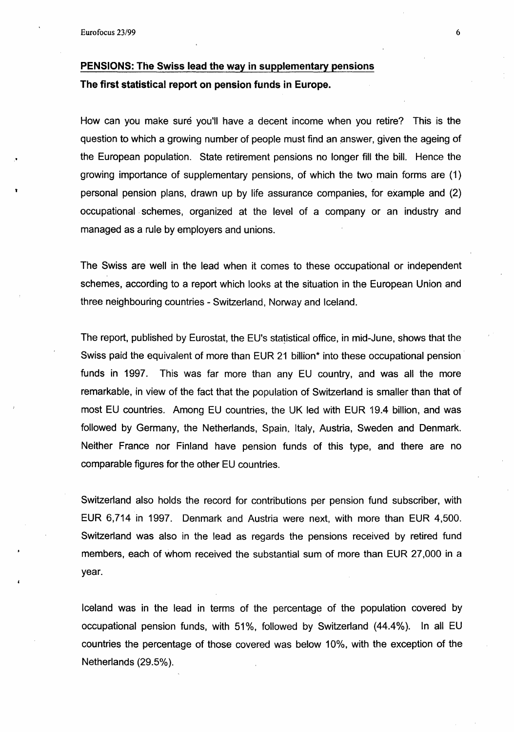## PENSIONS: The Swiss lead the way in supplementary pensions

**The first statistical report on pension funds in Europe.**

How can you make suré you'll have a decent income when you retire? This is the question to which a growing number of people must find an answer, given the ageing of the European population. State retirement pensions no longer fill the bill. Hence the growing importance of supplementary pensions, of which the two main forms are (1) personal pension plans, drawn up by life assurance companies, for example and (2) occupational schemes, organized at the level of a company or an industry and managed as a rule by employers and unions.

The Swiss are well in the lead when it comes to these occupational or independent schemes, according to a report which looks at the situation in the European Union and three neighbouring countries - Switzerland, Norway and Iceland.

The report, published by Eurostat, the EU's statistical office, in mid-June, shows that the Swiss paid the equivalent of more than EUR 21 billion* into these occupational pension funds in 1997. This was far more than any EU country, and was all the more remarkable, in view of the fact that the population of Switzerland is smaller than that of most EU countries. Among EU countries, the UK led with EUR 19.4 billion, and was followed by Germany, the Netherlands, Spain, Italy, Austria, Sweden and Denmark. Neither France nor Finland have pension funds of this type, and there are no comparable figures for the other EU countries.

Switzerland also holds the record for contributions per pension fund subscriber, with EUR 6,714 in 1997. Denmark and Austria were next, with more than EUR 4,500. Switzerland was also in the lead as regards the pensions received by retired fund members, each of whom received the substantial sum of more than EUR 27,000 in a year.

Iceland was in the lead in terms of the percentage of the population covered by occupational pension funds, with 51%, followed by Switzerland (44.4%). In all EU countries the percentage of those covered was below 10%, with the exception of the Netherlands (29.5%).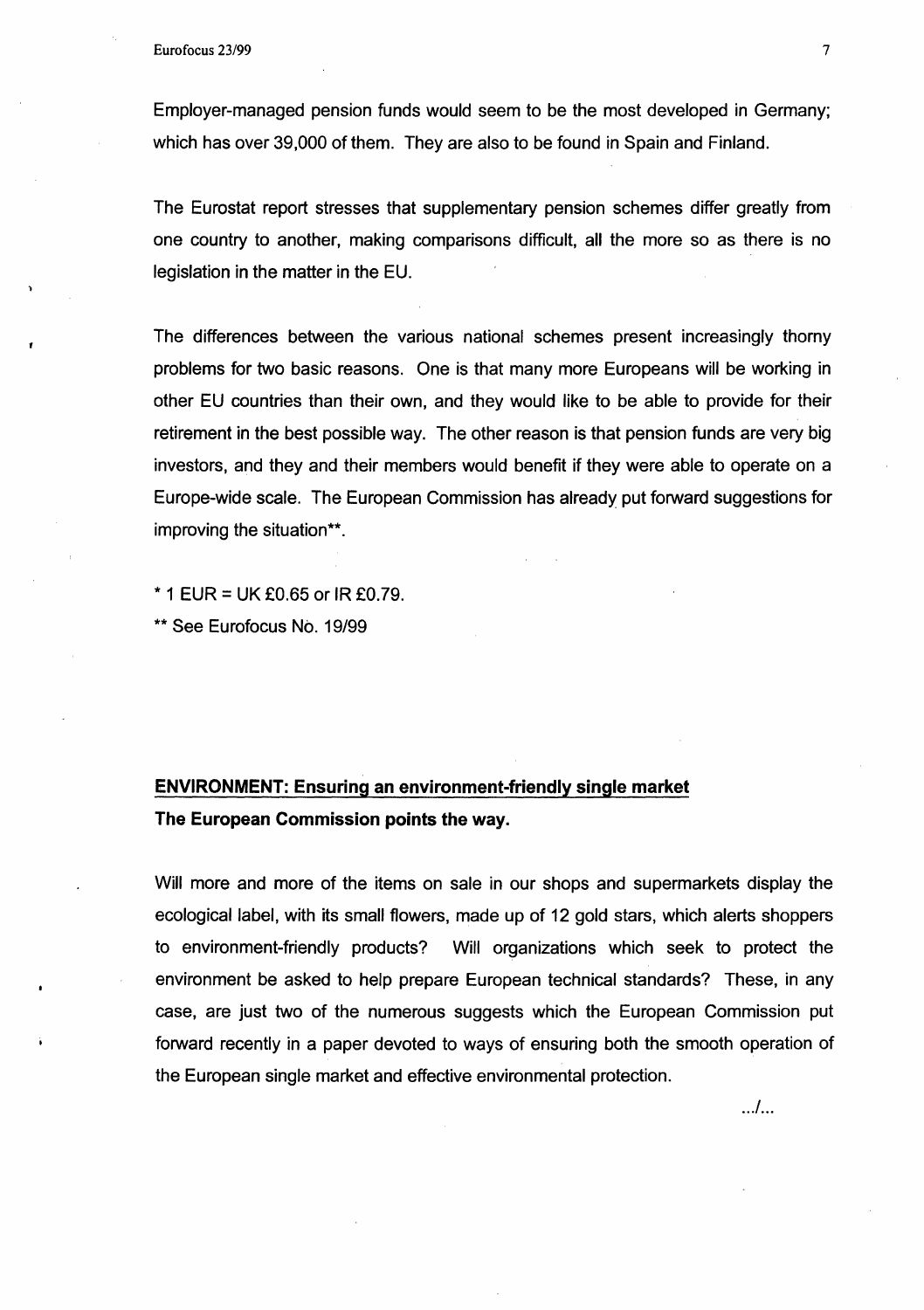Employer-managed pension funds would seem to be the most developed in Germany; which has over 39,000 of them. They are also to be found in Spain and Finland.

The Eurostat report stresses that supplementary pension schemes differ greatly from one country to another, making comparisons difficult, all the more so as there is no legislation in the matter in the EU.

The differences between the various national schemes present increasingly thorny problems for two basic reasons. One is that many more Europeans will be working in other EU countries than their own, and they would like to be able to provide for their retirement in the best possible way. The other reason is that pension funds are very big investors, and they and their members would benefit if they were able to operate on a Europe-wide scale. The European Commission has already put forward suggestions for improving the situation**.

* 1 EUR = UK £0.65 or IR £0.79.

** See Eurofocus No. 19/99

## ENVIRONMENT: Ensuring an environment-friendly single market

**The European Commission points the way.**

Will more and more of the items on sale in our shops and supermarkets display the ecological label, with its small flowers, made up of 12 gold stars, which alerts shoppers to environment-friendly products? Will organizations which seek to protect the environment be asked to help prepare European technical standards? These, in any case, are just two of the numerous suggests which the European Commission put forward recently in a paper devoted to ways of ensuring both the smooth operation of the European single market and effective environmental protection.

.../...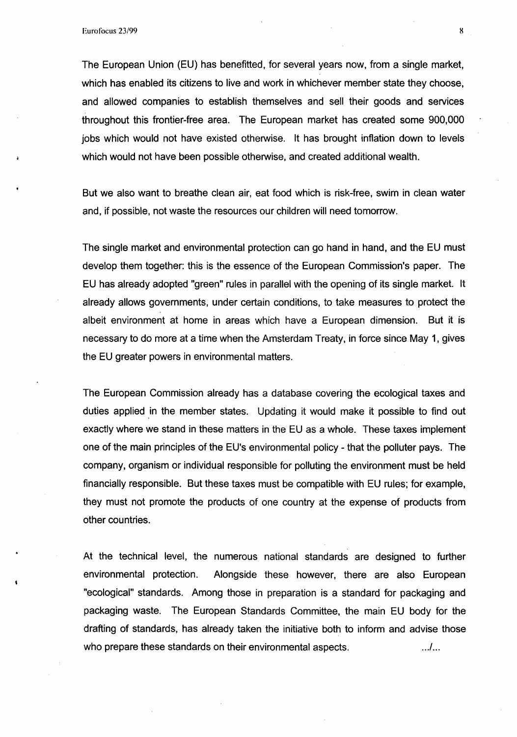The European Union (EU) has benefitted, for several years now, from a single market, which has enabled its citizens to live and work in whichever member state they choose, and allowed companies to establish themselves and sell their goods and services throughout this frontier-free area. The European market has created some 900,000 jobs which would not have existed otherwise. It has brought inflation down to levels which would not have been possible otherwise, and created additional wealth.

But we also want to breathe clean air, eat food which is risk-free, swim in clean water and, if possible, not waste the resources our children will need tomorrow.

The single market and environmental protection can go hand in hand, and the EU must develop them together: this is the essence of the European Commission's paper. The EU has already adopted "green" rules in parallel with the opening of its single market. It already allows governments, under certain conditions, to take measures to protect the albeit environment at home in areas which have a European dimension. But it is necessary to do more at a time when the Amsterdam Treaty, in force since May 1, gives the EU greater powers in environmental matters.

The European Commission already has a database covering the ecological taxes and duties applied in the member states. Updating it would make it possible to find out exactly where we stand in these matters in the EU as a whole. These taxes implement one of the main principles of the EU's environmental policy - that the polluter pays. The company, organism or individual responsible for polluting the environment must be held financially responsible. But these taxes must be compatible with EU rules; for example, they must not promote the products of one country at the expense of products from other countries.

At the technical level, the numerous national standards are designed to further environmental protection. Alongside these however, there are also European "ecological" standards. Among those in preparation is a standard for packaging and packaging waste. The European Standards Committee, the main EU body for the drafting of standards, has already taken the initiative both to inform and advise those who prepare these standards on their environmental aspects. .../...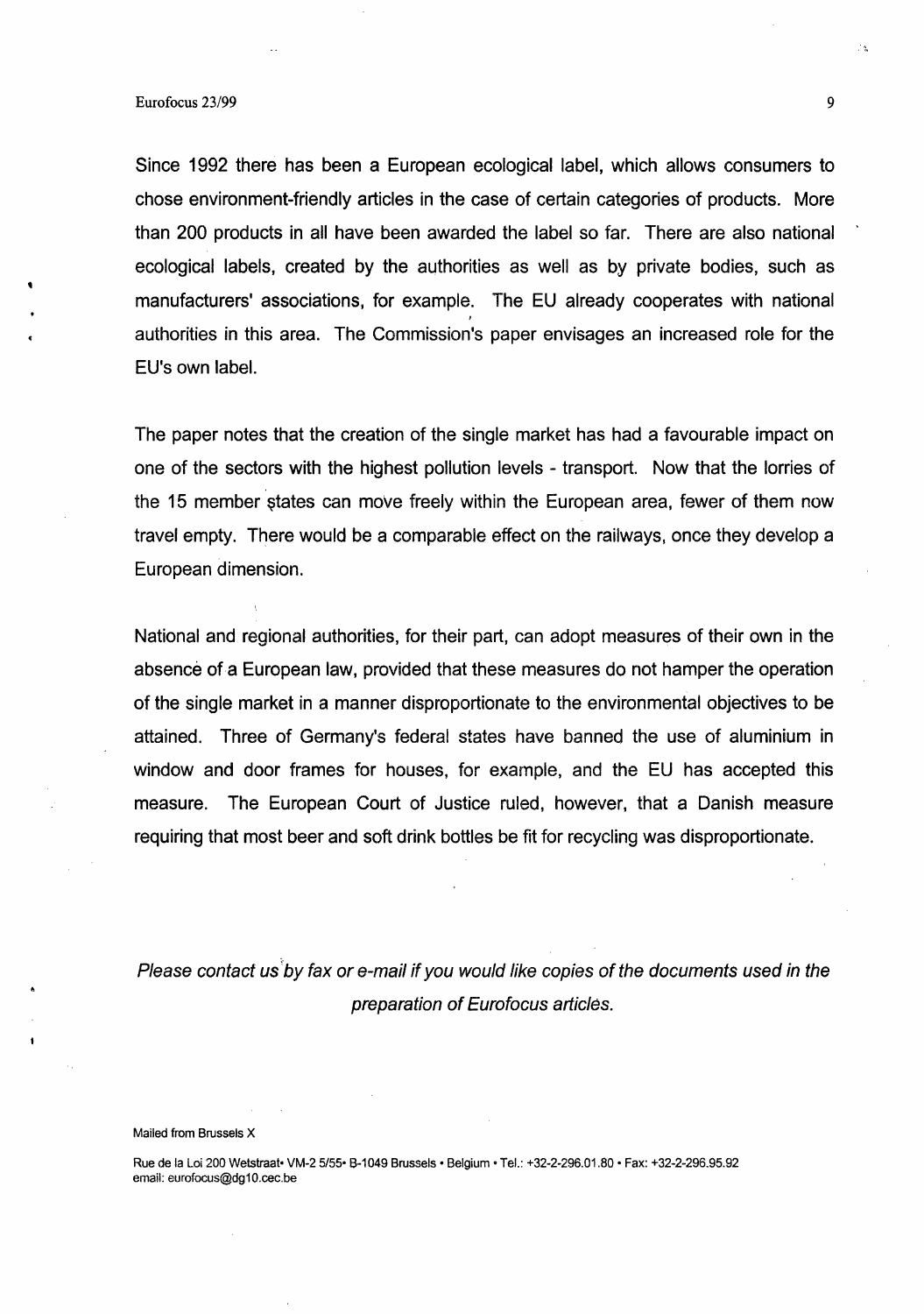Since 1992 there has been a European ecological label, which allows consumers to chose environment-friendly articles in the case of certain categories of products. More than 200 products in all have been awarded the label so far. There are also national ecological labels, created by the authorities as well as by private bodies, such as manufacturers' associations, for example. The EU already cooperates with national authorities in this area. The Commission's paper envisages an increased role for the EU's own label.

The paper notes that the creation of the single market has had a favourable impact on one of the sectors with the highest pollution levels - transport. Now that the lorries of the 15 member states can move freely within the European area, fewer of them now travel empty. There would be a comparable effect on the railways, once they develop a European dimension.

National and regional authorities, for their part, can adopt measures of their own in the absence of a European law, provided that these measures do not hamper the operation of the single market in a manner disproportionate to the environmental objectives to be attained. Three of Germany's federal states have banned the use of aluminium in window and door frames for houses, for example, and the EU has accepted this measure. The European Court of Justice ruled, however, that a Danish measure requiring that most beer and soft drink bottles be fit for recycling was disproportionate.

*Please contact us by fax or e-mail if you would like copies of the documents used in the preparation of Eurofocus articles.*

Mailed from Brussels X

Rue de la Loi 200 Wetstraat• VM-2 5/55• B-1049 Brussels • Belgium • Tel.: +32-2-296.01.80 • Fax: +32-2-296.95.92
email: eurofocus@dg10.cec.be